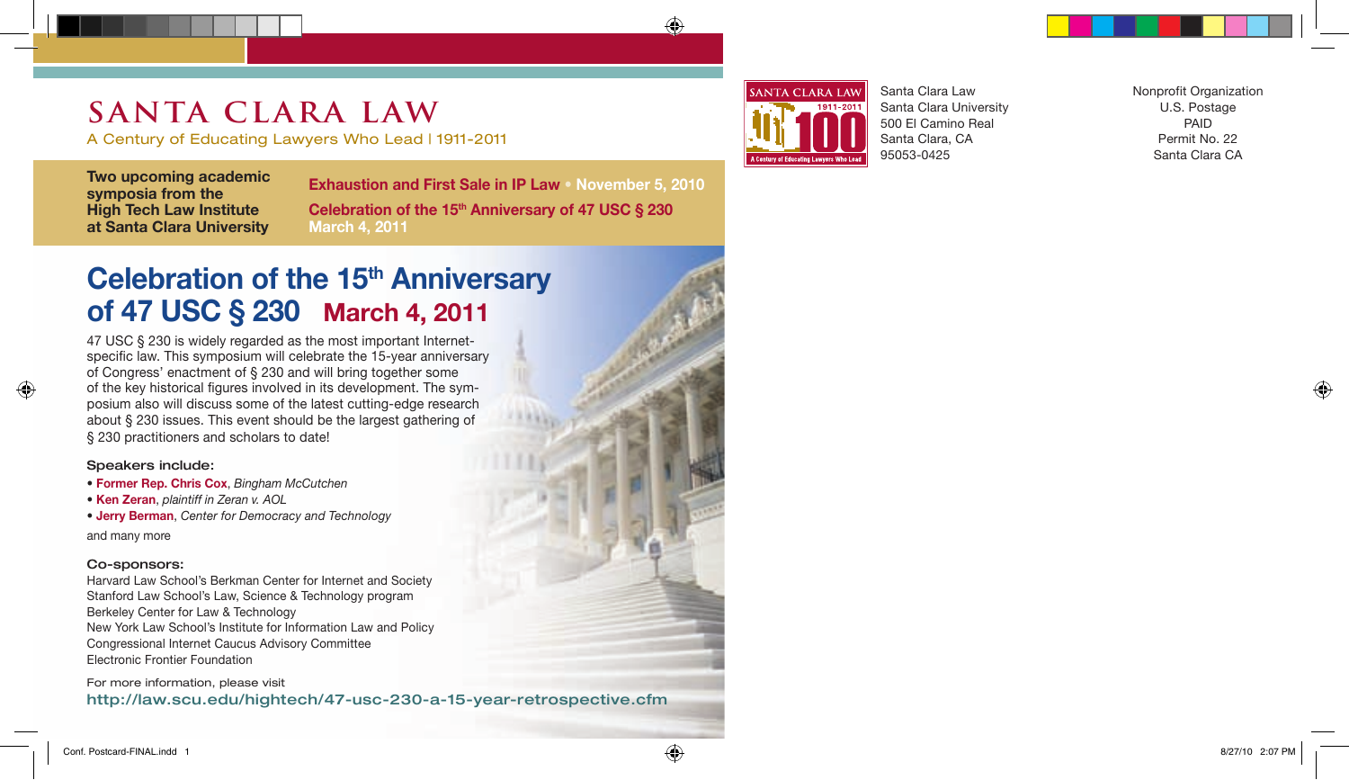# SANTA CLARA LAW

A Century of Educating Lawyers Who Lead | 1911-2011

**Two upcoming academic symposia from the High Tech Law Institute at Santa Clara University**

**Exhaustion and First Sale in IP Law • November 5, 2010**

**Celebration of the 15th Anniversary of 47 USC § 230 March 4, 2011**

## Celebration of the 15th Anniversary of 47 USC § 230 March 4, 2011

47 USC § 230 is widely regarded as the most important Internet-specific law. This symposium will celebrate the 15-year anniversary of Congress' enactment of § 230 and will bring together some of the key historical figures involved in its development. The symposium also will discuss some of the latest cutting-edge research about § 230 issues. This event should be the largest gathering of § 230 practitioners and scholars to date!

**Speakers include:**

- **Former Rep. Chris Cox**, *Bingham McCutchen*
- **Ken Zeran**, *plaintiff in Zeran v. AOL*
- **Jerry Berman**, *Center for Democracy and Technology*

and many more

**Co-sponsors:**

Harvard Law School's Berkman Center for Internet and Society
Stanford Law School's Law, Science & Technology program
Berkeley Center for Law & Technology
New York Law School's Institute for Information Law and Policy
Congressional Internet Caucus Advisory Committee
Electronic Frontier Foundation

For more information, please visit
http://law.scu.edu/hightech/47-usc-230-a-15-year-retrospective.cfm

SANTA CLARA LAW 1911-2011 100 A Century of Educating Lawyers Who Lead

Santa Clara Law
Santa Clara University
500 El Camino Real
Santa Clara, CA
95053-0425

Nonprofit Organization
U.S. Postage
PAID
Permit No. 22
Santa Clara CA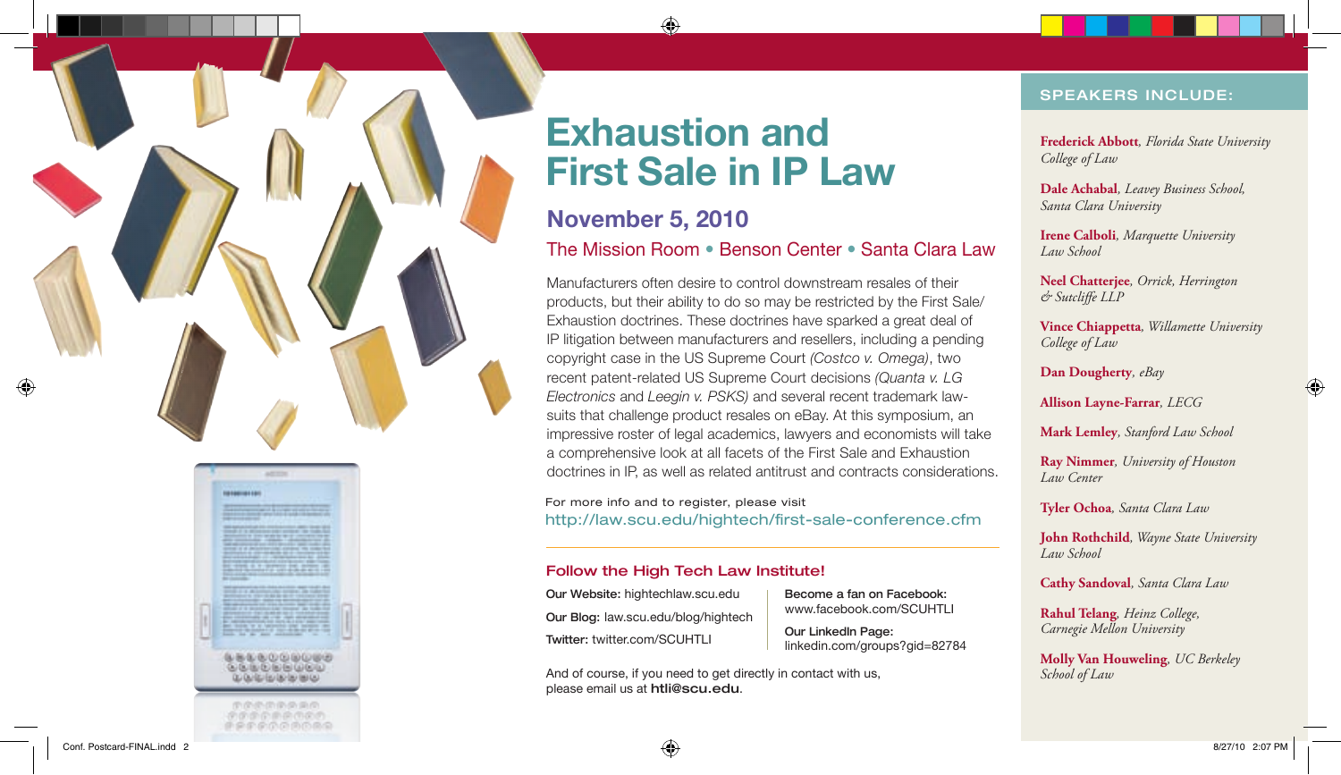# Exhaustion and First Sale in IP Law

## November 5, 2010

The Mission Room • Benson Center • Santa Clara Law

Manufacturers often desire to control downstream resales of their products, but their ability to do so may be restricted by the First Sale/Exhaustion doctrines. These doctrines have sparked a great deal of IP litigation between manufacturers and resellers, including a pending copyright case in the US Supreme Court *(Costco v. Omega)*, two recent patent-related US Supreme Court decisions *(Quanta v. LG Electronics* and *Leegin v. PSKS)* and several recent trademark lawsuits that challenge product resales on eBay. At this symposium, an impressive roster of legal academics, lawyers and economists will take a comprehensive look at all facets of the First Sale and Exhaustion doctrines in IP, as well as related antitrust and contracts considerations.

For more info and to register, please visit
http://law.scu.edu/hightech/first-sale-conference.cfm

### Follow the High Tech Law Institute!

**Our Website:** hightechlaw.scu.edu

**Our Blog:** law.scu.edu/blog/hightech

**Twitter:** twitter.com/SCUHTLI

**Become a fan on Facebook:** www.facebook.com/SCUHTLI

**Our LinkedIn Page:** linkedin.com/groups?gid=82784

And of course, if you need to get directly in contact with us, please email us at **htli@scu.edu**.

### SPEAKERS INCLUDE:

**Frederick Abbott**, *Florida State University College of Law*

**Dale Achabal**, *Leavey Business School, Santa Clara University*

**Irene Calboli**, *Marquette University Law School*

**Neel Chatterjee**, *Orrick, Herrington & Sutcliffe LLP*

**Vince Chiappetta**, *Willamette University College of Law*

**Dan Dougherty**, *eBay*

**Allison Layne-Farrar**, *LECG*

**Mark Lemley**, *Stanford Law School*

**Ray Nimmer**, *University of Houston Law Center*

**Tyler Ochoa**, *Santa Clara Law*

**John Rothchild**, *Wayne State University Law School*

**Cathy Sandoval**, *Santa Clara Law*

**Rahul Telang**, *Heinz College, Carnegie Mellon University*

**Molly Van Houweling**, *UC Berkeley School of Law*